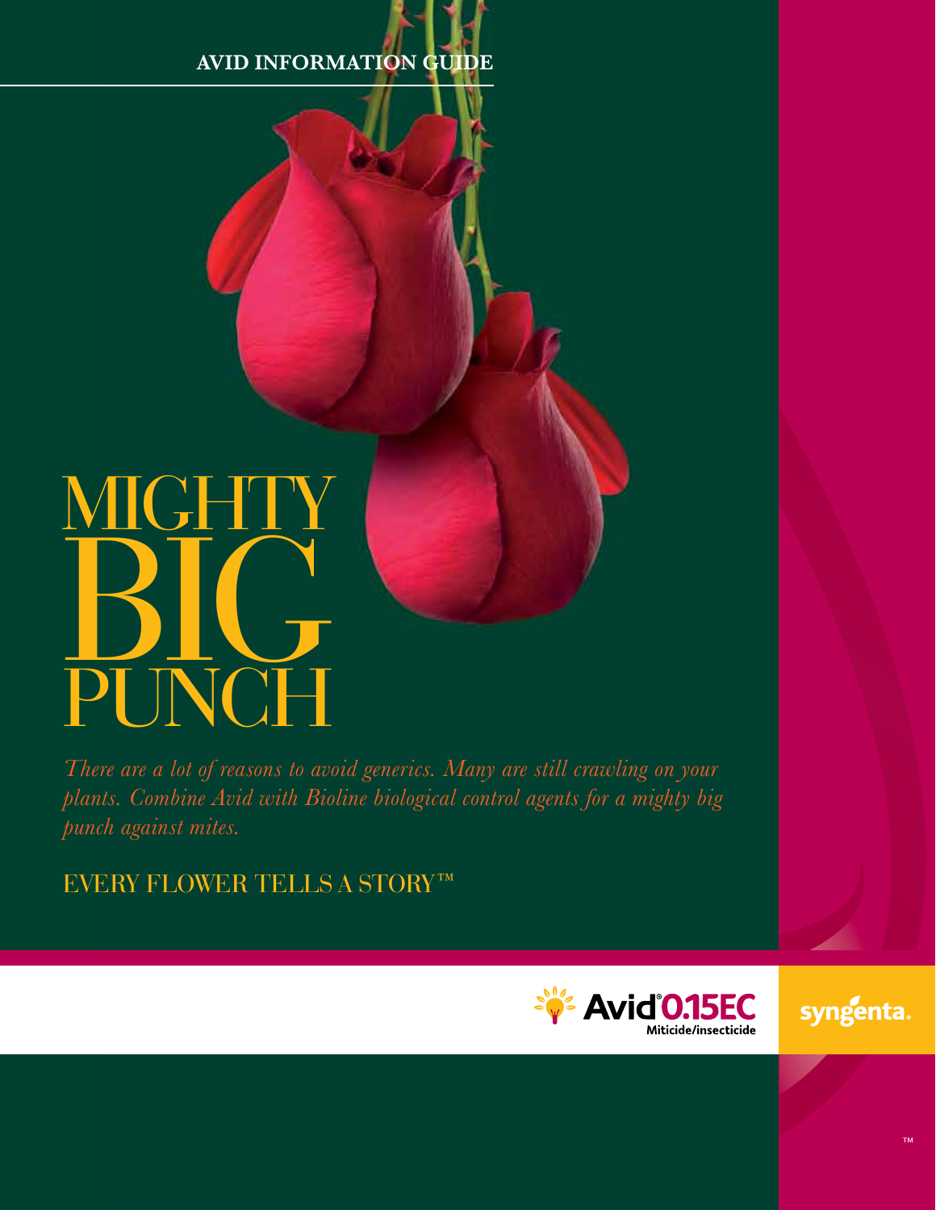AVID INFORMATION GUIDE

# MIGHTY BIG PUNCH

*There are a lot of reasons to avoid generics. Many are still crawling on your plants. Combine Avid with Bioline biological control agents for a mighty big punch against mites.*

EVERY FLOWER TELLS A STORY™

Avid® 0.15EC Miticide/insecticide

syngenta®

™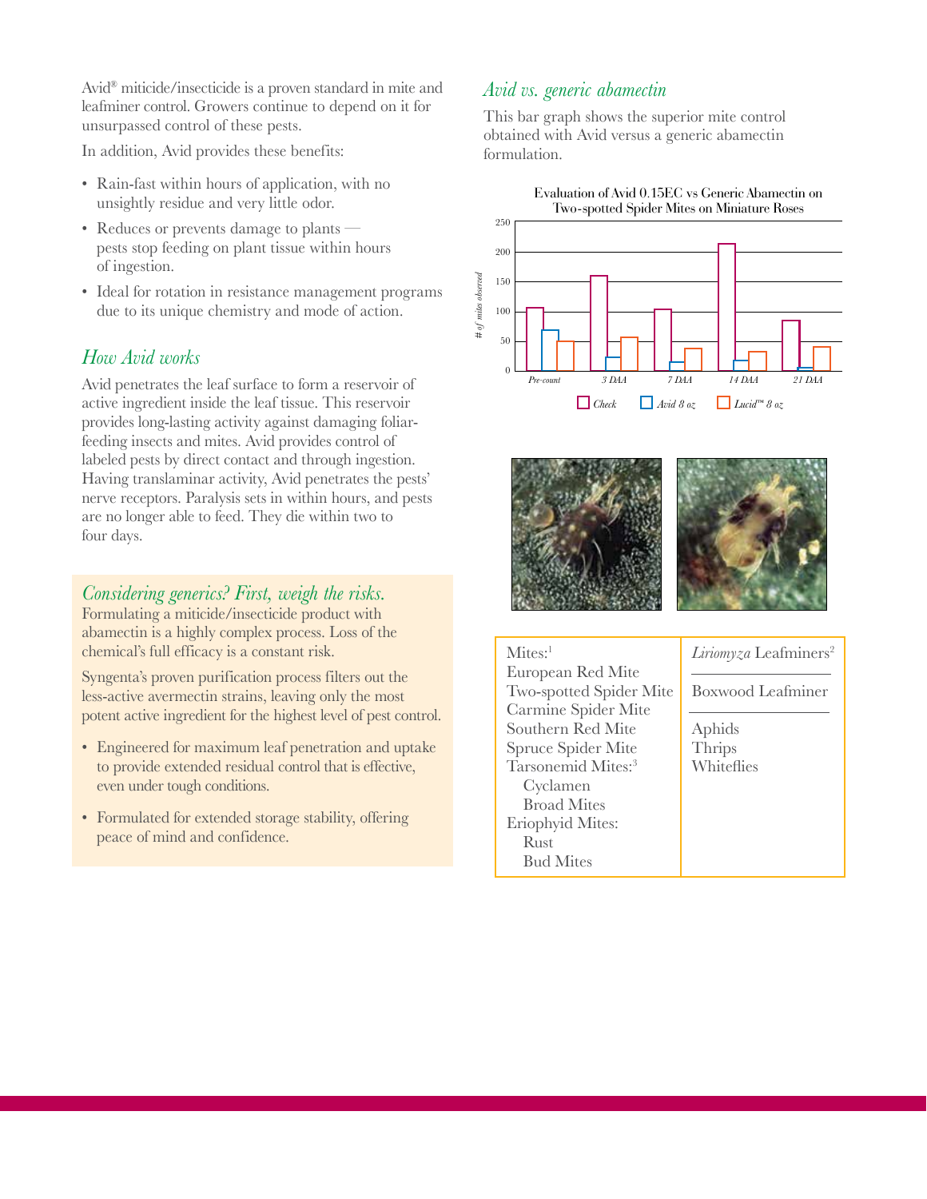Avid® miticide/insecticide is a proven standard in mite and leafminer control. Growers continue to depend on it for unsurpassed control of these pests.

In addition, Avid provides these benefits:

- Rain-fast within hours of application, with no unsightly residue and very little odor.
- Reduces or prevents damage to plants — pests stop feeding on plant tissue within hours of ingestion.
- Ideal for rotation in resistance management programs due to its unique chemistry and mode of action.

## *How Avid works*

Avid penetrates the leaf surface to form a reservoir of active ingredient inside the leaf tissue. This reservoir provides long-lasting activity against damaging foliar-feeding insects and mites. Avid provides control of labeled pests by direct contact and through ingestion. Having translaminar activity, Avid penetrates the pests' nerve receptors. Paralysis sets in within hours, and pests are no longer able to feed. They die within two to four days.

## *Considering generics? First, weigh the risks.*

Formulating a miticide/insecticide product with abamectin is a highly complex process. Loss of the chemical's full efficacy is a constant risk.

Syngenta's proven purification process filters out the less-active avermectin strains, leaving only the most potent active ingredient for the highest level of pest control.

- Engineered for maximum leaf penetration and uptake to provide extended residual control that is effective, even under tough conditions.
- Formulated for extended storage stability, offering peace of mind and confidence.

## *Avid vs. generic abamectin*

This bar graph shows the superior mite control obtained with Avid versus a generic abamectin formulation.

**Evaluation of Avid 0.15EC vs Generic Abamectin on Two-spotted Spider Mites on Miniature Roses**

| # of mites observed | Pre-count | 3 DAA | 7 DAA | 14 DAA | 21 DAA |
|---|---|---|---|---|---|
| Check | ~105 | ~160 | ~103 | ~213 | ~85 |
| Avid 8 oz | ~68 | ~22 | ~14 | ~17 | ~4 |
| Lucid™ 8 oz | ~50 | ~56 | ~37 | ~32 | ~40 |

| Mites:[1] | *Liriomyza* Leafminers[2] |
|---|---|
| European Red Mite | Boxwood Leafminer |
| Two-spotted Spider Mite | Aphids |
| Carmine Spider Mite | Thrips |
| Southern Red Mite | Whiteflies |
| Spruce Spider Mite | |
| Tarsonemid Mites:[3] | |
| Cyclamen | |
| Broad Mites | |
| Eriophyid Mites: | |
| Rust | |
| Bud Mites | |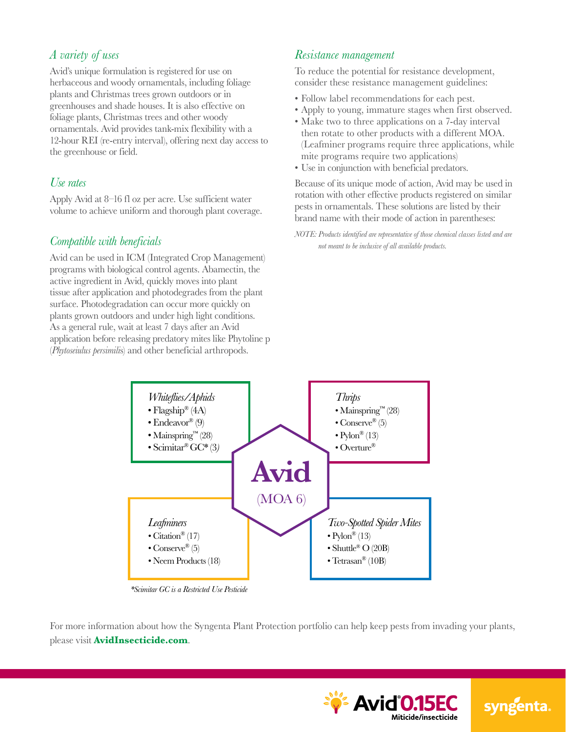## *A variety of uses*

Avid's unique formulation is registered for use on herbaceous and woody ornamentals, including foliage plants and Christmas trees grown outdoors or in greenhouses and shade houses. It is also effective on foliage plants, Christmas trees and other woody ornamentals. Avid provides tank-mix flexibility with a 12-hour REI (re-entry interval), offering next day access to the greenhouse or field.

## *Use rates*

Apply Avid at 8–16 fl oz per acre. Use sufficient water volume to achieve uniform and thorough plant coverage.

## *Compatible with beneficials*

Avid can be used in ICM (Integrated Crop Management) programs with biological control agents. Abamectin, the active ingredient in Avid, quickly moves into plant tissue after application and photodegrades from the plant surface. Photodegradation can occur more quickly on plants grown outdoors and under high light conditions. As a general rule, wait at least 7 days after an Avid application before releasing predatory mites like Phytoline p (*Phytoseiulus persimilis*) and other beneficial arthropods.

## *Resistance management*

To reduce the potential for resistance development, consider these resistance management guidelines:

- Follow label recommendations for each pest.
- Apply to young, immature stages when first observed.
- Make two to three applications on a 7-day interval then rotate to other products with a different MOA. (Leafminer programs require three applications, while mite programs require two applications)
- Use in conjunction with beneficial predators.

Because of its unique mode of action, Avid may be used in rotation with other effective products registered on similar pests in ornamentals. These solutions are listed by their brand name with their mode of action in parentheses:

*NOTE: Products identified are representative of those chemical classes listed and are not meant to be inclusive of all available products.*

**Avid (MOA 6)**

*Whiteflies/Aphids*
- Flagship® (4A)
- Endeavor® (9)
- Mainspring™ (28)
- Scimitar® GC* (3)

*Thrips*
- Mainspring™ (28)
- Conserve® (5)
- Pylon® (13)
- Overture®

*Leafminers*
- Citation® (17)
- Conserve® (5)
- Neem Products (18)

*Two-Spotted Spider Mites*
- Pylon® (13)
- Shuttle® O (20B)
- Tetrasan® (10B)

*\*Scimitar GC is a Restricted Use Pesticide*

For more information about how the Syngenta Plant Protection portfolio can help keep pests from invading your plants, please visit **AvidInsecticide.com**.

Avid® 0.15EC Miticide/insecticide

syngenta.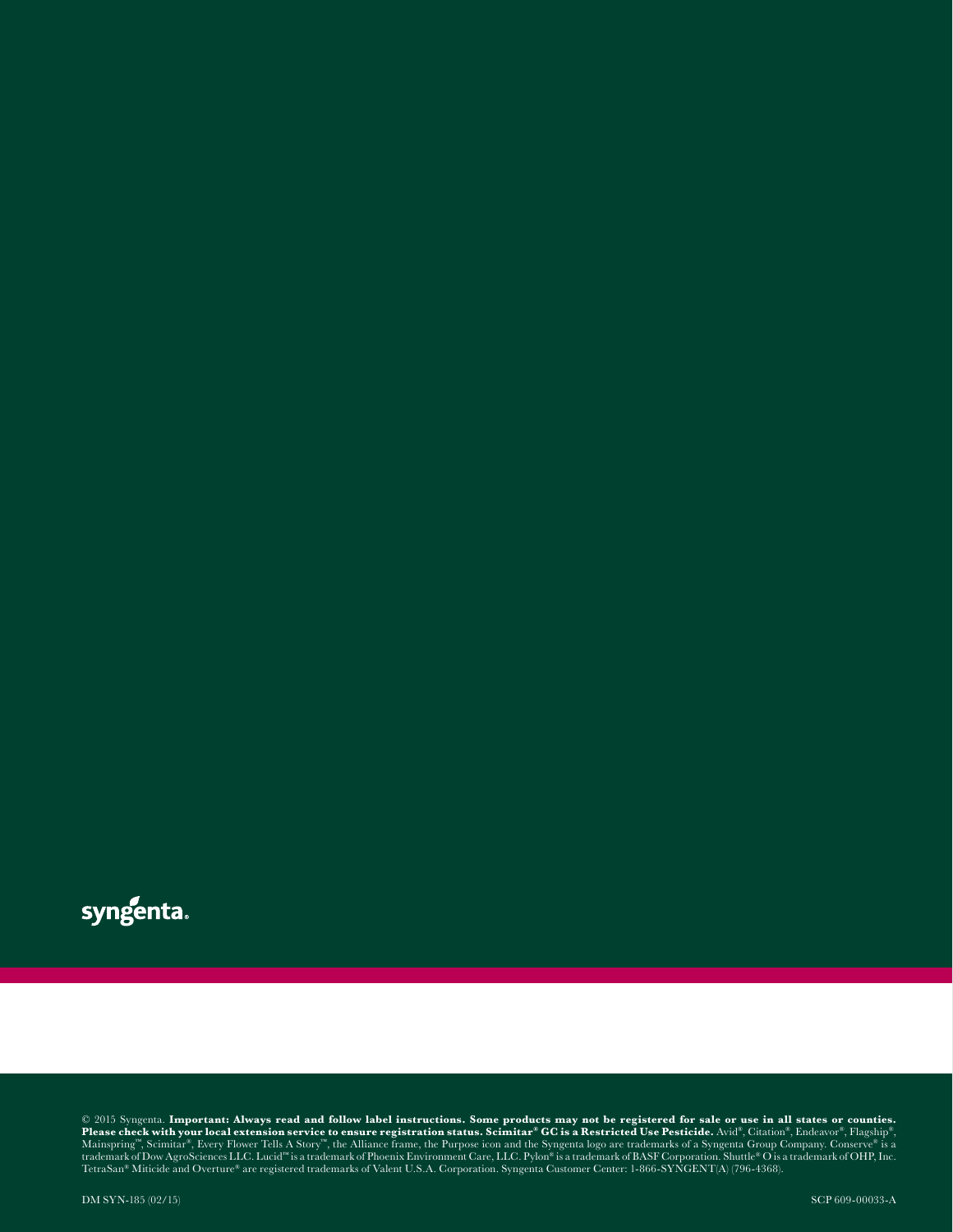syngenta.

© 2015 Syngenta. **Important: Always read and follow label instructions. Some products may not be registered for sale or use in all states or counties. Please check with your local extension service to ensure registration status. Scimitar® GC is a Restricted Use Pesticide.** Avid®, Citation®, Endeavor®, Flagship®, Mainspring™, Scimitar®, Every Flower Tells A Story™, the Alliance frame, the Purpose icon and the Syngenta logo are trademarks of a Syngenta Group Company. Conserve® is a trademark of Dow AgroSciences LLC. Lucid™ is a trademark of Phoenix Environment Care, LLC. Pylon® is a trademark of BASF Corporation. Shuttle® O is a trademark of OHP, Inc. TetraSan® Miticide and Overture® are registered trademarks of Valent U.S.A. Corporation. Syngenta Customer Center: 1-866-SYNGENT(A) (796-4368).

DM SYN-185 (02/15)

SCP 609-00033-A